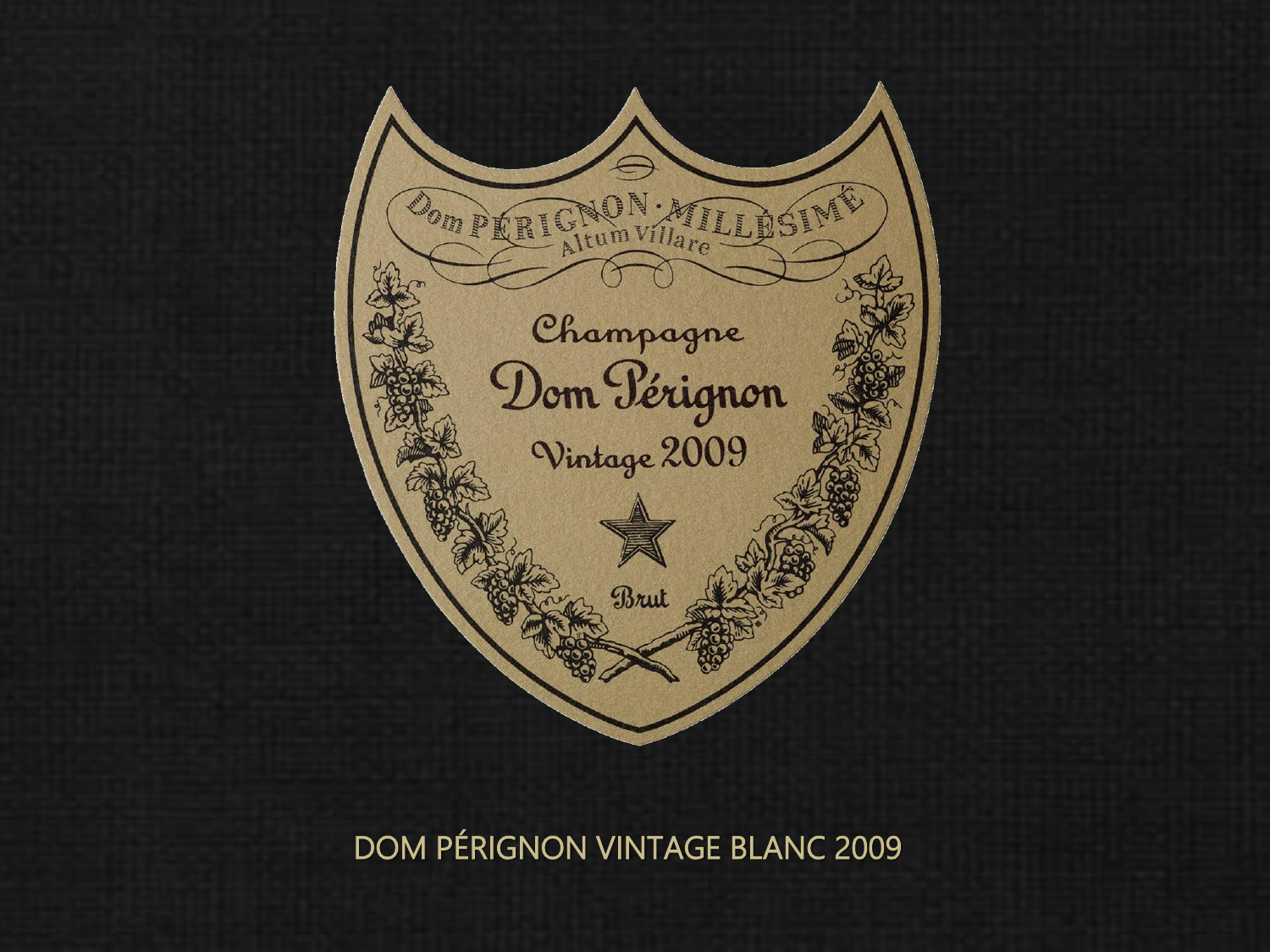Dom PÉRIGNON · MILLÉSIMÉ

Altum Villare

Champagne

Dom Pérignon

Vintage 2009

Brut

DOM PÉRIGNON VINTAGE BLANC 2009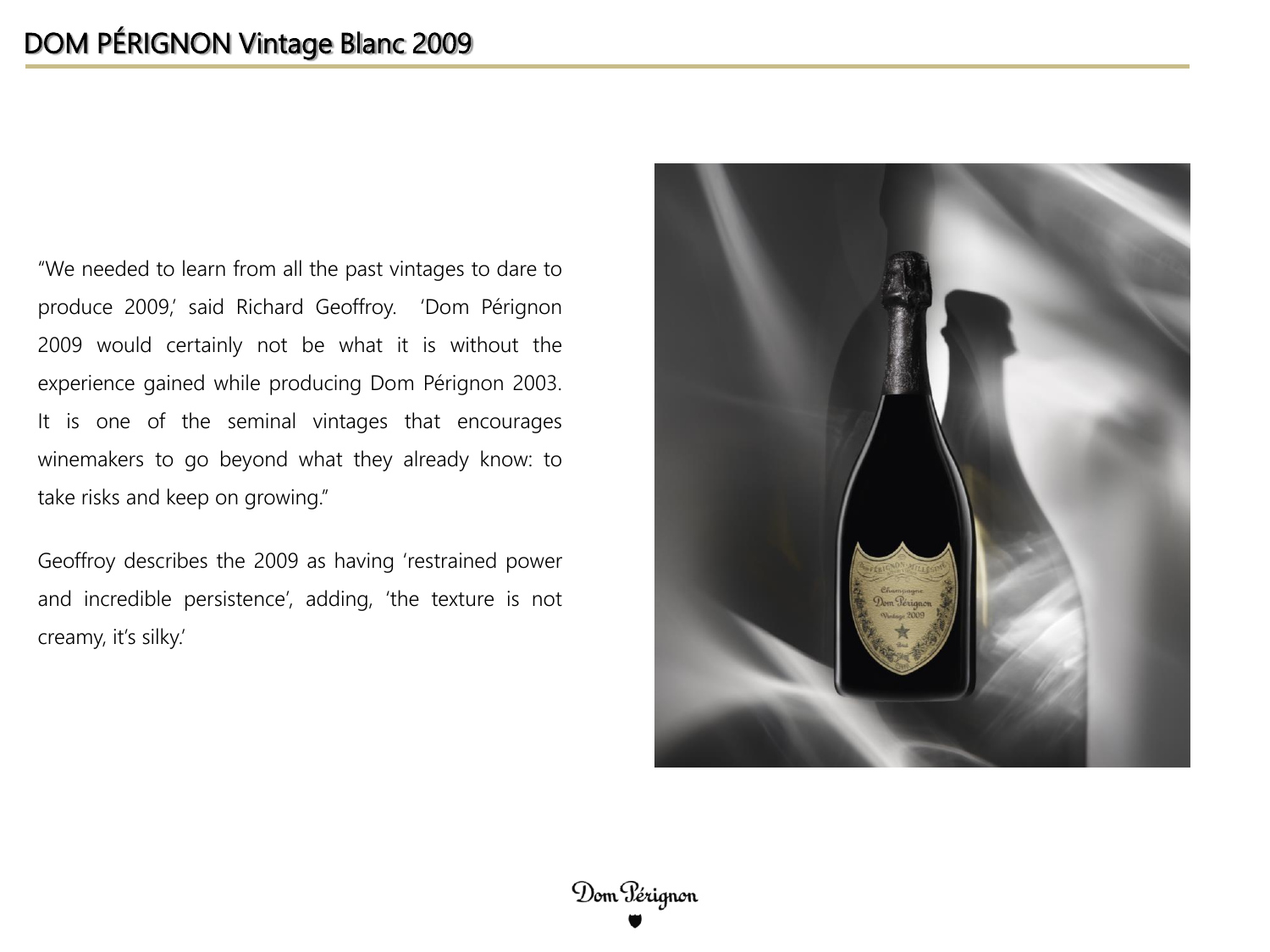# DOM PÉRIGNON Vintage Blanc 2009

"We needed to learn from all the past vintages to dare to produce 2009,' said Richard Geoffroy. 'Dom Pérignon 2009 would certainly not be what it is without the experience gained while producing Dom Pérignon 2003. It is one of the seminal vintages that encourages winemakers to go beyond what they already know: to take risks and keep on growing."

Geoffroy describes the 2009 as having 'restrained power and incredible persistence', adding, 'the texture is not creamy, it's silky.'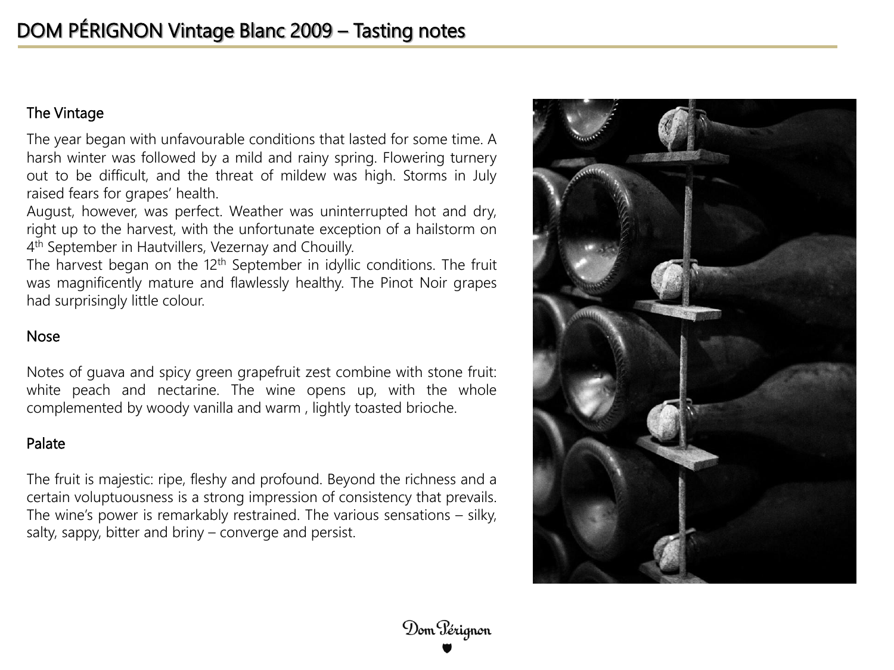# DOM PÉRIGNON Vintage Blanc 2009 – Tasting notes

## The Vintage

The year began with unfavourable conditions that lasted for some time. A harsh winter was followed by a mild and rainy spring. Flowering turnery out to be difficult, and the threat of mildew was high. Storms in July raised fears for grapes' health.

August, however, was perfect. Weather was uninterrupted hot and dry, right up to the harvest, with the unfortunate exception of a hailstorm on 4th September in Hautvillers, Vezernay and Chouilly.

The harvest began on the 12th September in idyllic conditions. The fruit was magnificently mature and flawlessly healthy. The Pinot Noir grapes had surprisingly little colour.

## Nose

Notes of guava and spicy green grapefruit zest combine with stone fruit: white peach and nectarine. The wine opens up, with the whole complemented by woody vanilla and warm , lightly toasted brioche.

## Palate

The fruit is majestic: ripe, fleshy and profound. Beyond the richness and a certain voluptuousness is a strong impression of consistency that prevails. The wine's power is remarkably restrained. The various sensations – silky, salty, sappy, bitter and briny – converge and persist.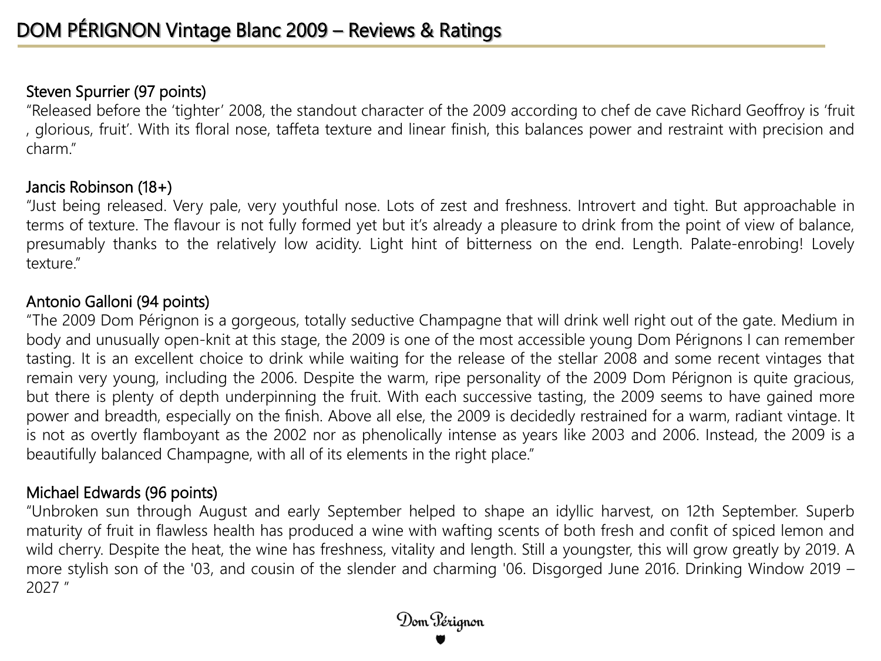# DOM PÉRIGNON Vintage Blanc 2009 – Reviews & Ratings

**Steven Spurrier (97 points)**

"Released before the 'tighter' 2008, the standout character of the 2009 according to chef de cave Richard Geoffroy is 'fruit , glorious, fruit'. With its floral nose, taffeta texture and linear finish, this balances power and restraint with precision and charm."

**Jancis Robinson (18+)**

"Just being released. Very pale, very youthful nose. Lots of zest and freshness. Introvert and tight. But approachable in terms of texture. The flavour is not fully formed yet but it's already a pleasure to drink from the point of view of balance, presumably thanks to the relatively low acidity. Light hint of bitterness on the end. Length. Palate-enrobing! Lovely texture."

**Antonio Galloni (94 points)**

"The 2009 Dom Pérignon is a gorgeous, totally seductive Champagne that will drink well right out of the gate. Medium in body and unusually open-knit at this stage, the 2009 is one of the most accessible young Dom Pérignons I can remember tasting. It is an excellent choice to drink while waiting for the release of the stellar 2008 and some recent vintages that remain very young, including the 2006. Despite the warm, ripe personality of the 2009 Dom Pérignon is quite gracious, but there is plenty of depth underpinning the fruit. With each successive tasting, the 2009 seems to have gained more power and breadth, especially on the finish. Above all else, the 2009 is decidedly restrained for a warm, radiant vintage. It is not as overtly flamboyant as the 2002 nor as phenolically intense as years like 2003 and 2006. Instead, the 2009 is a beautifully balanced Champagne, with all of its elements in the right place."

**Michael Edwards (96 points)**

"Unbroken sun through August and early September helped to shape an idyllic harvest, on 12th September. Superb maturity of fruit in flawless health has produced a wine with wafting scents of both fresh and confit of spiced lemon and wild cherry. Despite the heat, the wine has freshness, vitality and length. Still a youngster, this will grow greatly by 2019. A more stylish son of the '03, and cousin of the slender and charming '06. Disgorged June 2016. Drinking Window 2019 – 2027 "

Dom Pérignon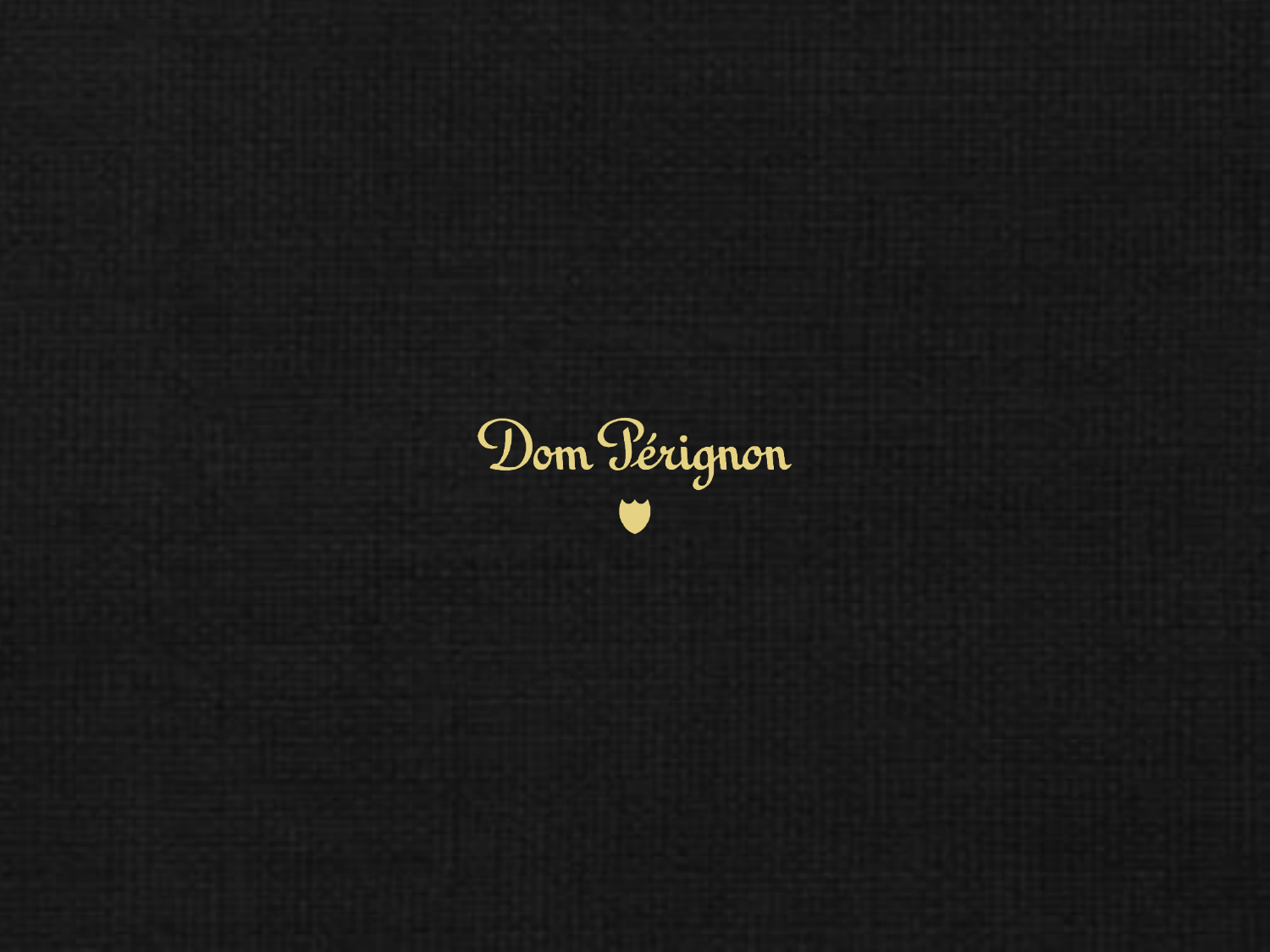Dom Pérignon